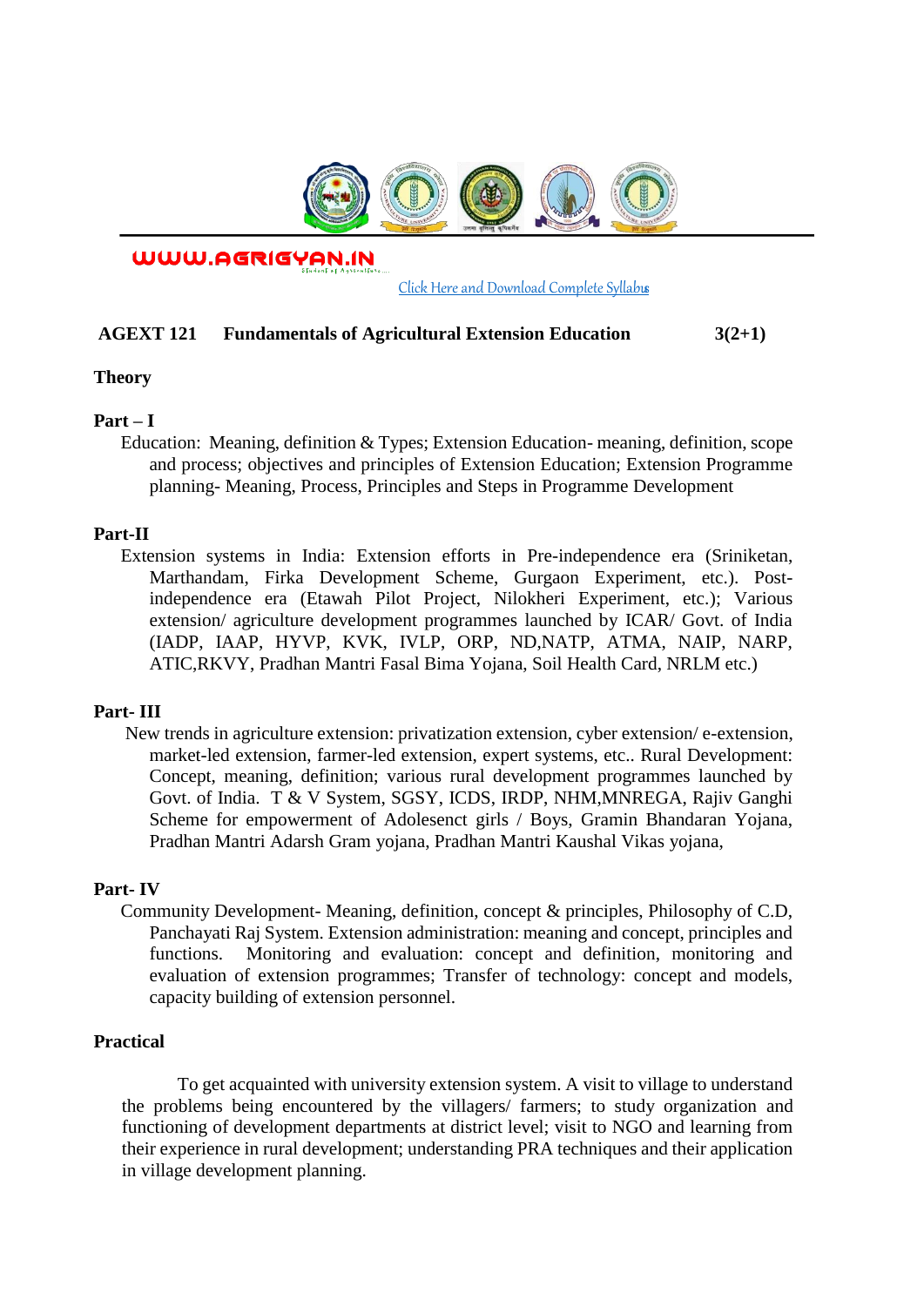WWW.AGRIGYAN.IN

Click Here and Download Complete Syllabus

**AGEXT 121 Fundamentals of Agricultural Extension Education 3(2+1)**

## Theory

### Part – I

Education: Meaning, definition & Types; Extension Education- meaning, definition, scope and process; objectives and principles of Extension Education; Extension Programme planning- Meaning, Process, Principles and Steps in Programme Development

### Part-II

Extension systems in India: Extension efforts in Pre-independence era (Sriniketan, Marthandam, Firka Development Scheme, Gurgaon Experiment, etc.). Post-independence era (Etawah Pilot Project, Nilokheri Experiment, etc.); Various extension/ agriculture development programmes launched by ICAR/ Govt. of India (IADP, IAAP, HYVP, KVK, IVLP, ORP, ND,NATP, ATMA, NAIP, NARP, ATIC,RKVY, Pradhan Mantri Fasal Bima Yojana, Soil Health Card, NRLM etc.)

### Part- III

New trends in agriculture extension: privatization extension, cyber extension/ e-extension, market-led extension, farmer-led extension, expert systems, etc.. Rural Development: Concept, meaning, definition; various rural development programmes launched by Govt. of India. T & V System, SGSY, ICDS, IRDP, NHM,MNREGA, Rajiv Ganghi Scheme for empowerment of Adolesenct girls / Boys, Gramin Bhandaran Yojana, Pradhan Mantri Adarsh Gram yojana, Pradhan Mantri Kaushal Vikas yojana,

### Part- IV

Community Development- Meaning, definition, concept & principles, Philosophy of C.D, Panchayati Raj System. Extension administration: meaning and concept, principles and functions. Monitoring and evaluation: concept and definition, monitoring and evaluation of extension programmes; Transfer of technology: concept and models, capacity building of extension personnel.

## Practical

To get acquainted with university extension system. A visit to village to understand the problems being encountered by the villagers/ farmers; to study organization and functioning of development departments at district level; visit to NGO and learning from their experience in rural development; understanding PRA techniques and their application in village development planning.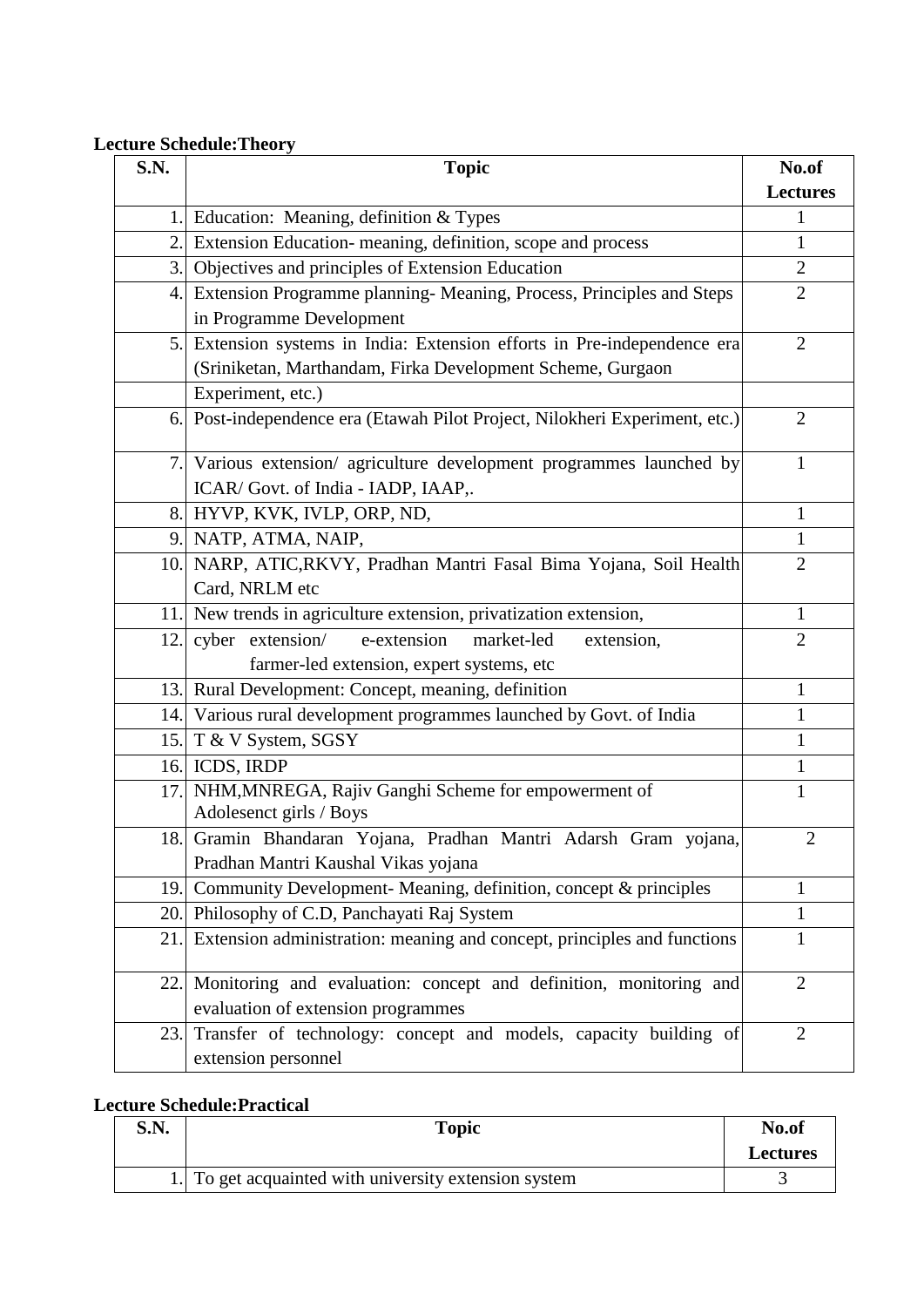**Lecture Schedule:Theory**

| S.N. | Topic | No.of Lectures |
|---|---|---|
| 1. | Education: Meaning, definition & Types | 1 |
| 2. | Extension Education- meaning, definition, scope and process | 1 |
| 3. | Objectives and principles of Extension Education | 2 |
| 4. | Extension Programme planning- Meaning, Process, Principles and Steps in Programme Development | 2 |
| 5. | Extension systems in India: Extension efforts in Pre-independence era (Sriniketan, Marthandam, Firka Development Scheme, Gurgaon Experiment, etc.) | 2 |
| 6. | Post-independence era (Etawah Pilot Project, Nilokheri Experiment, etc.) | 2 |
| 7. | Various extension/ agriculture development programmes launched by ICAR/ Govt. of India - IADP, IAAP,. | 1 |
| 8. | HYVP, KVK, IVLP, ORP, ND, | 1 |
| 9. | NATP, ATMA, NAIP, | 1 |
| 10. | NARP, ATIC,RKVY, Pradhan Mantri Fasal Bima Yojana, Soil Health Card, NRLM etc | 2 |
| 11. | New trends in agriculture extension, privatization extension, | 1 |
| 12. | cyber extension/ e-extension market-led extension, farmer-led extension, expert systems, etc | 2 |
| 13. | Rural Development: Concept, meaning, definition | 1 |
| 14. | Various rural development programmes launched by Govt. of India | 1 |
| 15. | T & V System, SGSY | 1 |
| 16. | ICDS, IRDP | 1 |
| 17. | NHM,MNREGA, Rajiv Ganghi Scheme for empowerment of Adolesenct girls / Boys | 1 |
| 18. | Gramin Bhandaran Yojana, Pradhan Mantri Adarsh Gram yojana, Pradhan Mantri Kaushal Vikas yojana | 2 |
| 19. | Community Development- Meaning, definition, concept & principles | 1 |
| 20. | Philosophy of C.D, Panchayati Raj System | 1 |
| 21. | Extension administration: meaning and concept, principles and functions | 1 |
| 22. | Monitoring and evaluation: concept and definition, monitoring and evaluation of extension programmes | 2 |
| 23. | Transfer of technology: concept and models, capacity building of extension personnel | 2 |

**Lecture Schedule:Practical**

| S.N. | Topic | No.of Lectures |
|---|---|---|
| 1. | To get acquainted with university extension system | 3 |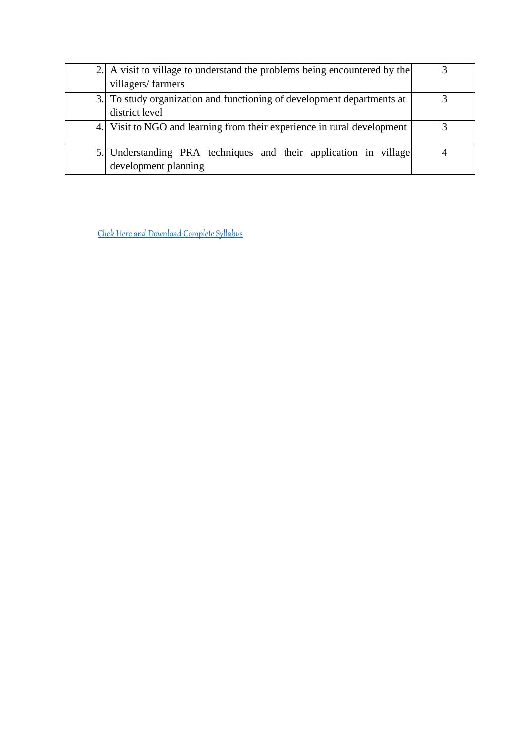| | | |
|---|---|---|
| 2. | A visit to village to understand the problems being encountered by the villagers/ farmers | 3 |
| 3. | To study organization and functioning of development departments at district level | 3 |
| 4. | Visit to NGO and learning from their experience in rural development | 3 |
| 5. | Understanding PRA techniques and their application in village development planning | 4 |

Click Here and Download Complete Syllabus